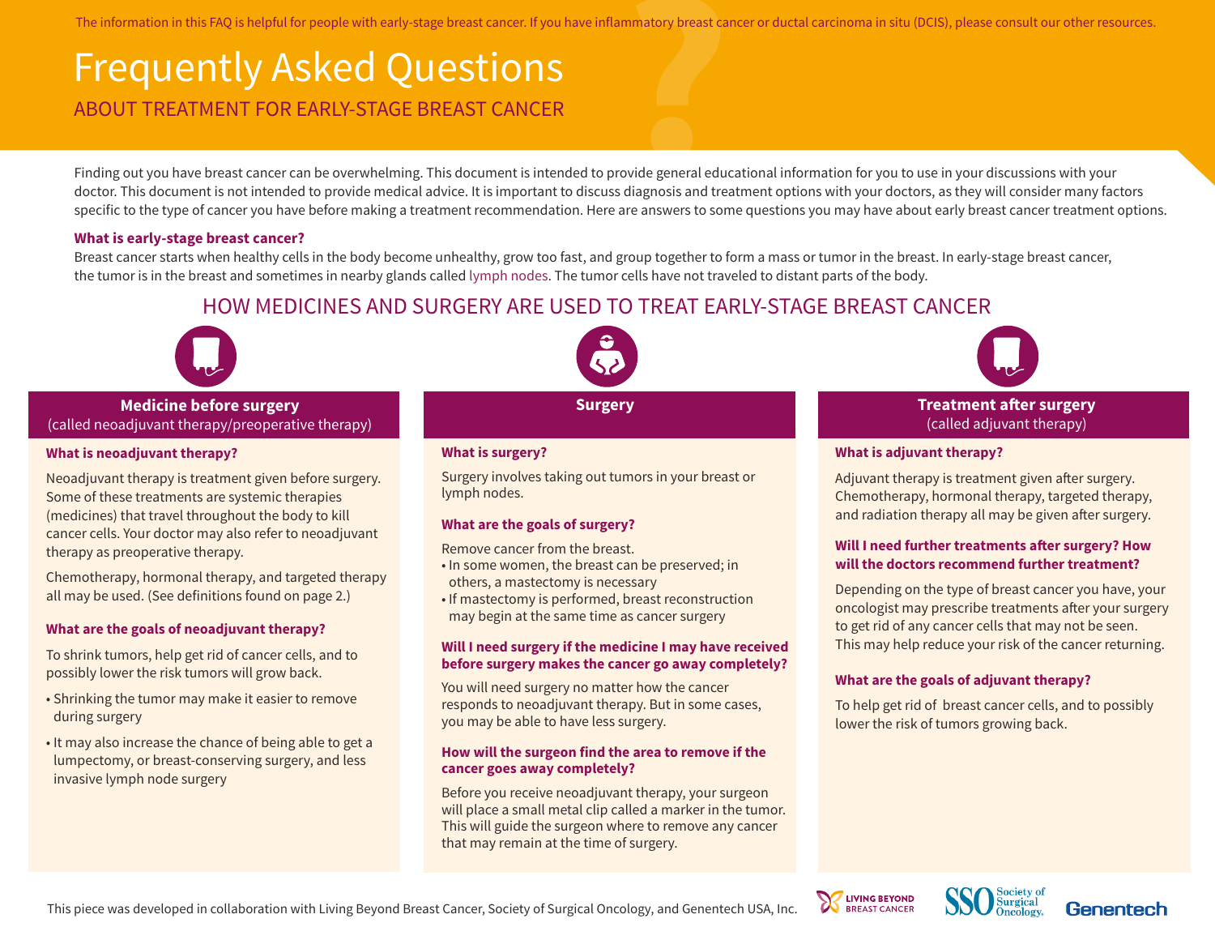The information in this FAQ is helpful for people with early-stage breast cancer. If you have inflammatory breast cancer or ductal carcinoma in situ (DCIS), please consult our other resources.

# Frequently Asked Questions

## ABOUT TREATMENT FOR EARLY-STAGE BREAST CANCER

Finding out you have breast cancer can be overwhelming. This document is intended to provide general educational information for you to use in your discussions with your doctor. This document is not intended to provide medical advice. It is important to discuss diagnosis and treatment options with your doctors, as they will consider many factors specific to the type of cancer you have before making a treatment recommendation. Here are answers to some questions you may have about early breast cancer treatment options.

**What is early-stage breast cancer?**

Breast cancer starts when healthy cells in the body become unhealthy, grow too fast, and group together to form a mass or tumor in the breast. In early-stage breast cancer, the tumor is in the breast and sometimes in nearby glands called lymph nodes. The tumor cells have not traveled to distant parts of the body.

## HOW MEDICINES AND SURGERY ARE USED TO TREAT EARLY-STAGE BREAST CANCER

### Medicine before surgery
(called neoadjuvant therapy/preoperative therapy)

**What is neoadjuvant therapy?**

Neoadjuvant therapy is treatment given before surgery. Some of these treatments are systemic therapies (medicines) that travel throughout the body to kill cancer cells. Your doctor may also refer to neoadjuvant therapy as preoperative therapy.

Chemotherapy, hormonal therapy, and targeted therapy all may be used. (See definitions found on page 2.)

**What are the goals of neoadjuvant therapy?**

To shrink tumors, help get rid of cancer cells, and to possibly lower the risk tumors will grow back.

- Shrinking the tumor may make it easier to remove during surgery
- It may also increase the chance of being able to get a lumpectomy, or breast-conserving surgery, and less invasive lymph node surgery

### Surgery

**What is surgery?**

Surgery involves taking out tumors in your breast or lymph nodes.

**What are the goals of surgery?**

Remove cancer from the breast.
- In some women, the breast can be preserved; in others, a mastectomy is necessary
- If mastectomy is performed, breast reconstruction may begin at the same time as cancer surgery

**Will I need surgery if the medicine I may have received before surgery makes the cancer go away completely?**

You will need surgery no matter how the cancer responds to neoadjuvant therapy. But in some cases, you may be able to have less surgery.

**How will the surgeon find the area to remove if the cancer goes away completely?**

Before you receive neoadjuvant therapy, your surgeon will place a small metal clip called a marker in the tumor. This will guide the surgeon where to remove any cancer that may remain at the time of surgery.

### Treatment after surgery
(called adjuvant therapy)

**What is adjuvant therapy?**

Adjuvant therapy is treatment given after surgery. Chemotherapy, hormonal therapy, targeted therapy, and radiation therapy all may be given after surgery.

**Will I need further treatments after surgery? How will the doctors recommend further treatment?**

Depending on the type of breast cancer you have, your oncologist may prescribe treatments after your surgery to get rid of any cancer cells that may not be seen. This may help reduce your risk of the cancer returning.

**What are the goals of adjuvant therapy?**

To help get rid of breast cancer cells, and to possibly lower the risk of tumors growing back.

This piece was developed in collaboration with Living Beyond Breast Cancer, Society of Surgical Oncology, and Genentech USA, Inc.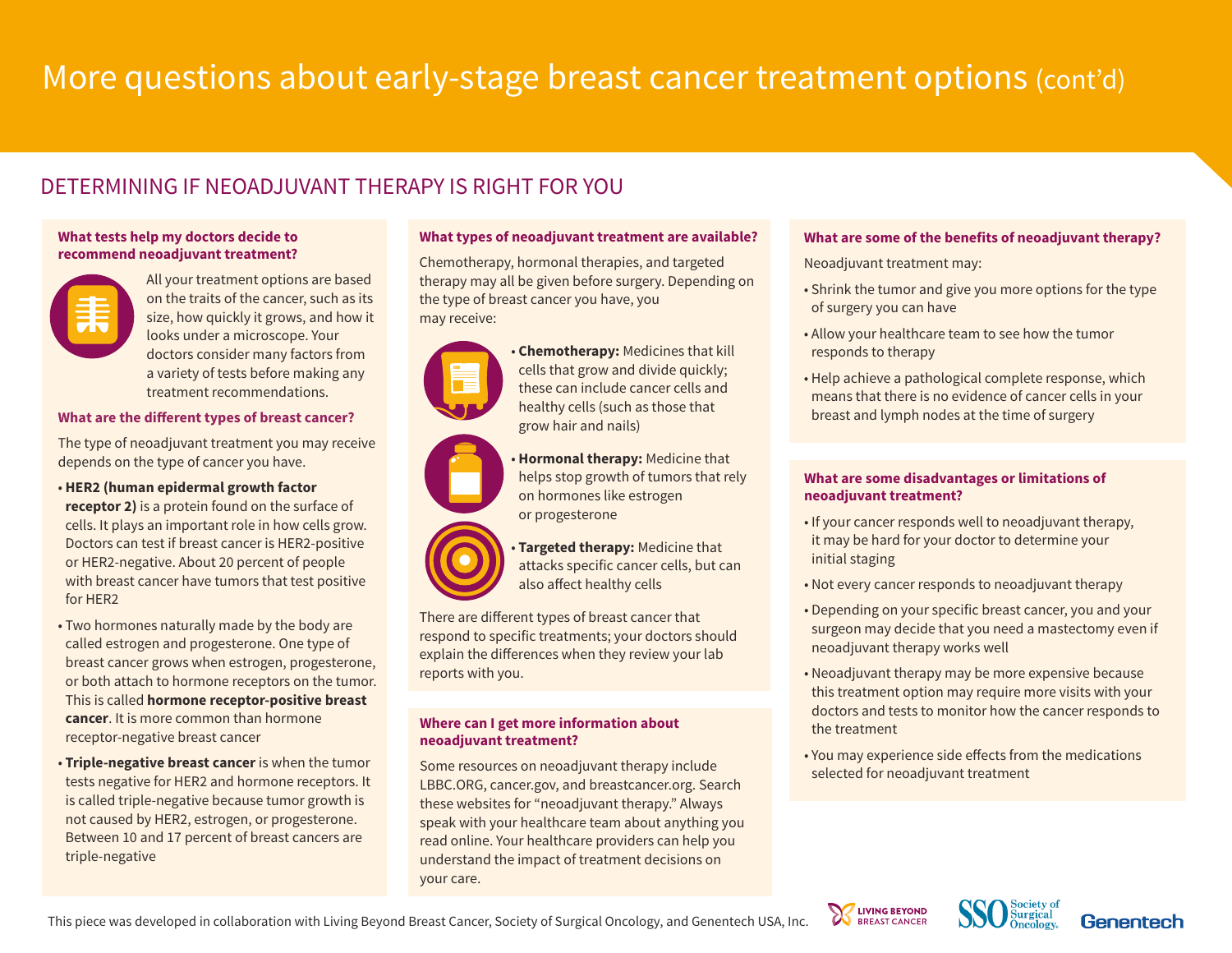# More questions about early-stage breast cancer treatment options (cont'd)

## DETERMINING IF NEOADJUVANT THERAPY IS RIGHT FOR YOU

### What tests help my doctors decide to recommend neoadjuvant treatment?

All your treatment options are based on the traits of the cancer, such as its size, how quickly it grows, and how it looks under a microscope. Your doctors consider many factors from a variety of tests before making any treatment recommendations.

### What are the different types of breast cancer?

The type of neoadjuvant treatment you may receive depends on the type of cancer you have.

- **HER2 (human epidermal growth factor receptor 2)** is a protein found on the surface of cells. It plays an important role in how cells grow. Doctors can test if breast cancer is HER2-positive or HER2-negative. About 20 percent of people with breast cancer have tumors that test positive for HER2
- Two hormones naturally made by the body are called estrogen and progesterone. One type of breast cancer grows when estrogen, progesterone, or both attach to hormone receptors on the tumor. This is called **hormone receptor-positive breast cancer**. It is more common than hormone receptor-negative breast cancer
- **Triple-negative breast cancer** is when the tumor tests negative for HER2 and hormone receptors. It is called triple-negative because tumor growth is not caused by HER2, estrogen, or progesterone. Between 10 and 17 percent of breast cancers are triple-negative

### What types of neoadjuvant treatment are available?

Chemotherapy, hormonal therapies, and targeted therapy may all be given before surgery. Depending on the type of breast cancer you have, you may receive:

- **Chemotherapy:** Medicines that kill cells that grow and divide quickly; these can include cancer cells and healthy cells (such as those that grow hair and nails)
- **Hormonal therapy:** Medicine that helps stop growth of tumors that rely on hormones like estrogen or progesterone
- **Targeted therapy:** Medicine that attacks specific cancer cells, but can also affect healthy cells

There are different types of breast cancer that respond to specific treatments; your doctors should explain the differences when they review your lab reports with you.

### Where can I get more information about neoadjuvant treatment?

Some resources on neoadjuvant therapy include LBBC.ORG, cancer.gov, and breastcancer.org. Search these websites for "neoadjuvant therapy." Always speak with your healthcare team about anything you read online. Your healthcare providers can help you understand the impact of treatment decisions on your care.

### What are some of the benefits of neoadjuvant therapy?

Neoadjuvant treatment may:

- Shrink the tumor and give you more options for the type of surgery you can have
- Allow your healthcare team to see how the tumor responds to therapy
- Help achieve a pathological complete response, which means that there is no evidence of cancer cells in your breast and lymph nodes at the time of surgery

### What are some disadvantages or limitations of neoadjuvant treatment?

- If your cancer responds well to neoadjuvant therapy, it may be hard for your doctor to determine your initial staging
- Not every cancer responds to neoadjuvant therapy
- Depending on your specific breast cancer, you and your surgeon may decide that you need a mastectomy even if neoadjuvant therapy works well
- Neoadjuvant therapy may be more expensive because this treatment option may require more visits with your doctors and tests to monitor how the cancer responds to the treatment
- You may experience side effects from the medications selected for neoadjuvant treatment

This piece was developed in collaboration with Living Beyond Breast Cancer, Society of Surgical Oncology, and Genentech USA, Inc.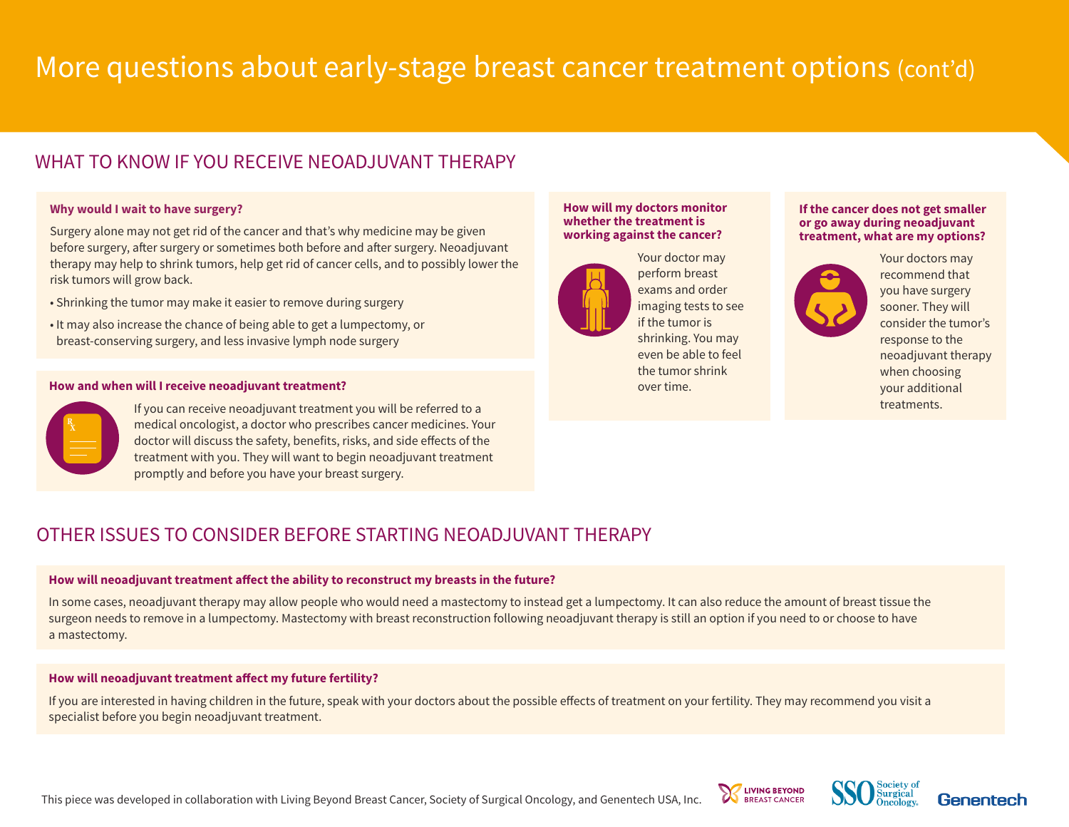# More questions about early-stage breast cancer treatment options (cont'd)

## WHAT TO KNOW IF YOU RECEIVE NEOADJUVANT THERAPY

### Why would I wait to have surgery?

Surgery alone may not get rid of the cancer and that's why medicine may be given before surgery, after surgery or sometimes both before and after surgery. Neoadjuvant therapy may help to shrink tumors, help get rid of cancer cells, and to possibly lower the risk tumors will grow back.

- Shrinking the tumor may make it easier to remove during surgery
- It may also increase the chance of being able to get a lumpectomy, or breast-conserving surgery, and less invasive lymph node surgery

### How and when will I receive neoadjuvant treatment?

If you can receive neoadjuvant treatment you will be referred to a medical oncologist, a doctor who prescribes cancer medicines. Your doctor will discuss the safety, benefits, risks, and side effects of the treatment with you. They will want to begin neoadjuvant treatment promptly and before you have your breast surgery.

### How will my doctors monitor whether the treatment is working against the cancer?

Your doctor may perform breast exams and order imaging tests to see if the tumor is shrinking. You may even be able to feel the tumor shrink over time.

### If the cancer does not get smaller or go away during neoadjuvant treatment, what are my options?

Your doctors may recommend that you have surgery sooner. They will consider the tumor's response to the neoadjuvant therapy when choosing your additional treatments.

## OTHER ISSUES TO CONSIDER BEFORE STARTING NEOADJUVANT THERAPY

### How will neoadjuvant treatment affect the ability to reconstruct my breasts in the future?

In some cases, neoadjuvant therapy may allow people who would need a mastectomy to instead get a lumpectomy. It can also reduce the amount of breast tissue the surgeon needs to remove in a lumpectomy. Mastectomy with breast reconstruction following neoadjuvant therapy is still an option if you need to or choose to have a mastectomy.

### How will neoadjuvant treatment affect my future fertility?

If you are interested in having children in the future, speak with your doctors about the possible effects of treatment on your fertility. They may recommend you visit a specialist before you begin neoadjuvant treatment.

This piece was developed in collaboration with Living Beyond Breast Cancer, Society of Surgical Oncology, and Genentech USA, Inc.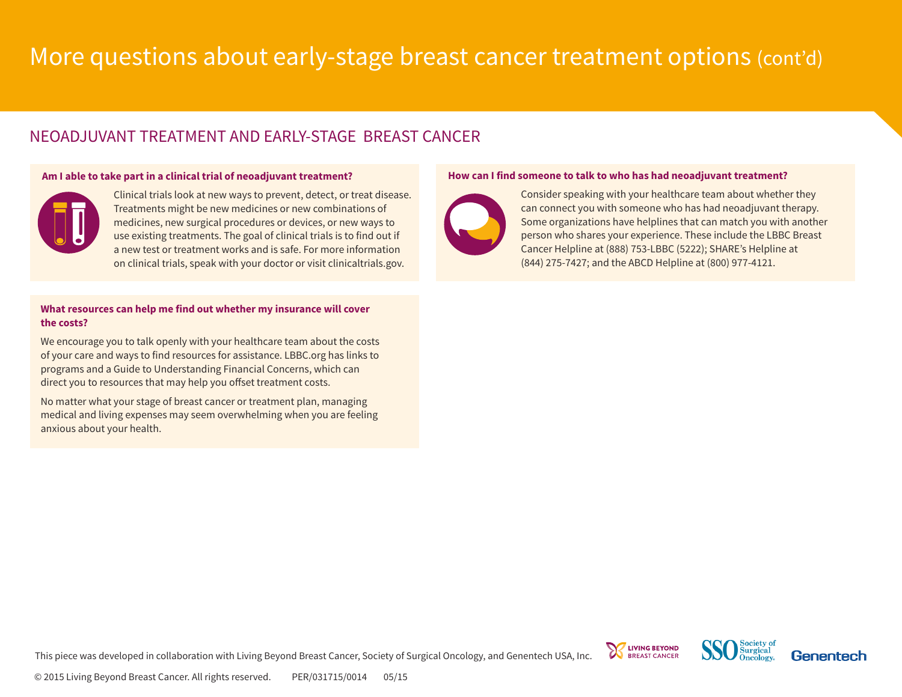# More questions about early-stage breast cancer treatment options (cont'd)

## NEOADJUVANT TREATMENT AND EARLY-STAGE BREAST CANCER

**Am I able to take part in a clinical trial of neoadjuvant treatment?**

Clinical trials look at new ways to prevent, detect, or treat disease. Treatments might be new medicines or new combinations of medicines, new surgical procedures or devices, or new ways to use existing treatments. The goal of clinical trials is to find out if a new test or treatment works and is safe. For more information on clinical trials, speak with your doctor or visit clinicaltrials.gov.

**How can I find someone to talk to who has had neoadjuvant treatment?**

Consider speaking with your healthcare team about whether they can connect you with someone who has had neoadjuvant therapy. Some organizations have helplines that can match you with another person who shares your experience. These include the LBBC Breast Cancer Helpline at (888) 753-LBBC (5222); SHARE's Helpline at (844) 275-7427; and the ABCD Helpline at (800) 977-4121.

**What resources can help me find out whether my insurance will cover the costs?**

We encourage you to talk openly with your healthcare team about the costs of your care and ways to find resources for assistance. LBBC.org has links to programs and a Guide to Understanding Financial Concerns, which can direct you to resources that may help you offset treatment costs.

No matter what your stage of breast cancer or treatment plan, managing medical and living expenses may seem overwhelming when you are feeling anxious about your health.

This piece was developed in collaboration with Living Beyond Breast Cancer, Society of Surgical Oncology, and Genentech USA, Inc.

LIVING BEYOND BREAST CANCER    SSO Society of Surgical Oncology.    Genentech

© 2015 Living Beyond Breast Cancer. All rights reserved.    PER/031715/0014    05/15